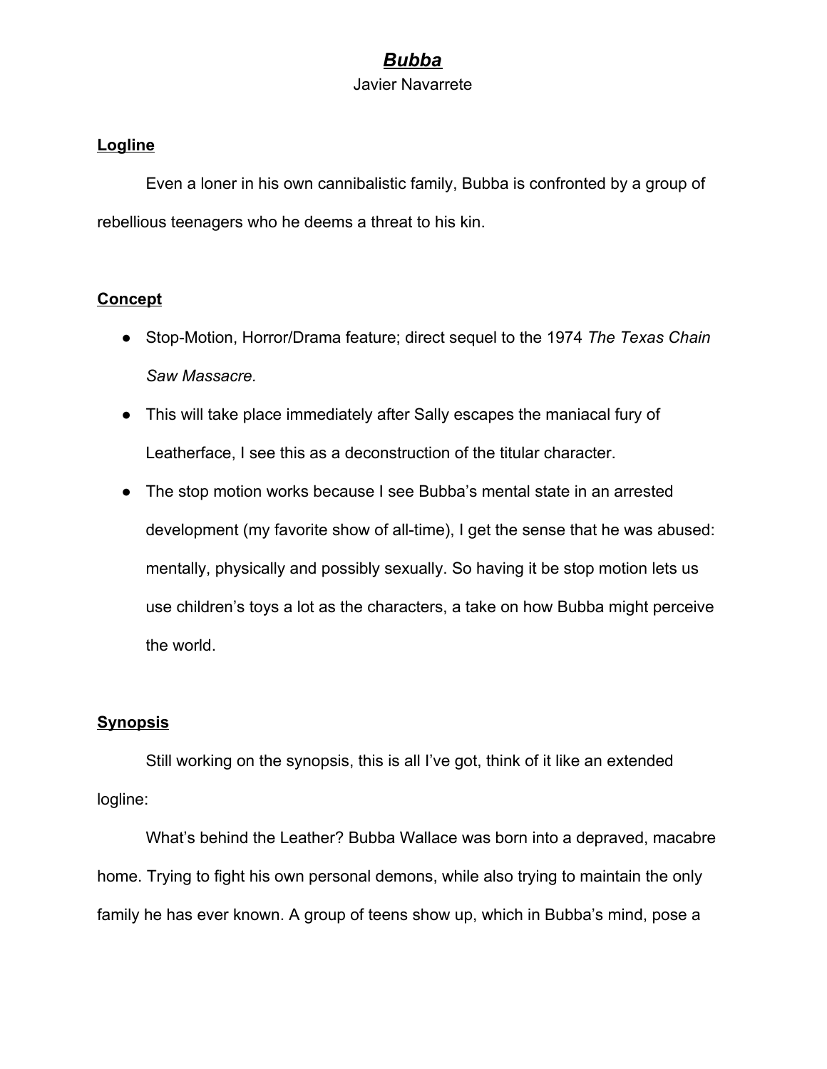# ***Bubba***

Javier Navarrete

## **Logline**

Even a loner in his own cannibalistic family, Bubba is confronted by a group of rebellious teenagers who he deems a threat to his kin.

## **Concept**

- Stop-Motion, Horror/Drama feature; direct sequel to the 1974 *The Texas Chain Saw Massacre*.
- This will take place immediately after Sally escapes the maniacal fury of Leatherface, I see this as a deconstruction of the titular character.
- The stop motion works because I see Bubba's mental state in an arrested development (my favorite show of all-time), I get the sense that he was abused: mentally, physically and possibly sexually. So having it be stop motion lets us use children's toys a lot as the characters, a take on how Bubba might perceive the world.

## **Synopsis**

Still working on the synopsis, this is all I've got, think of it like an extended logline:

What's behind the Leather? Bubba Wallace was born into a depraved, macabre home. Trying to fight his own personal demons, while also trying to maintain the only family he has ever known. A group of teens show up, which in Bubba's mind, pose a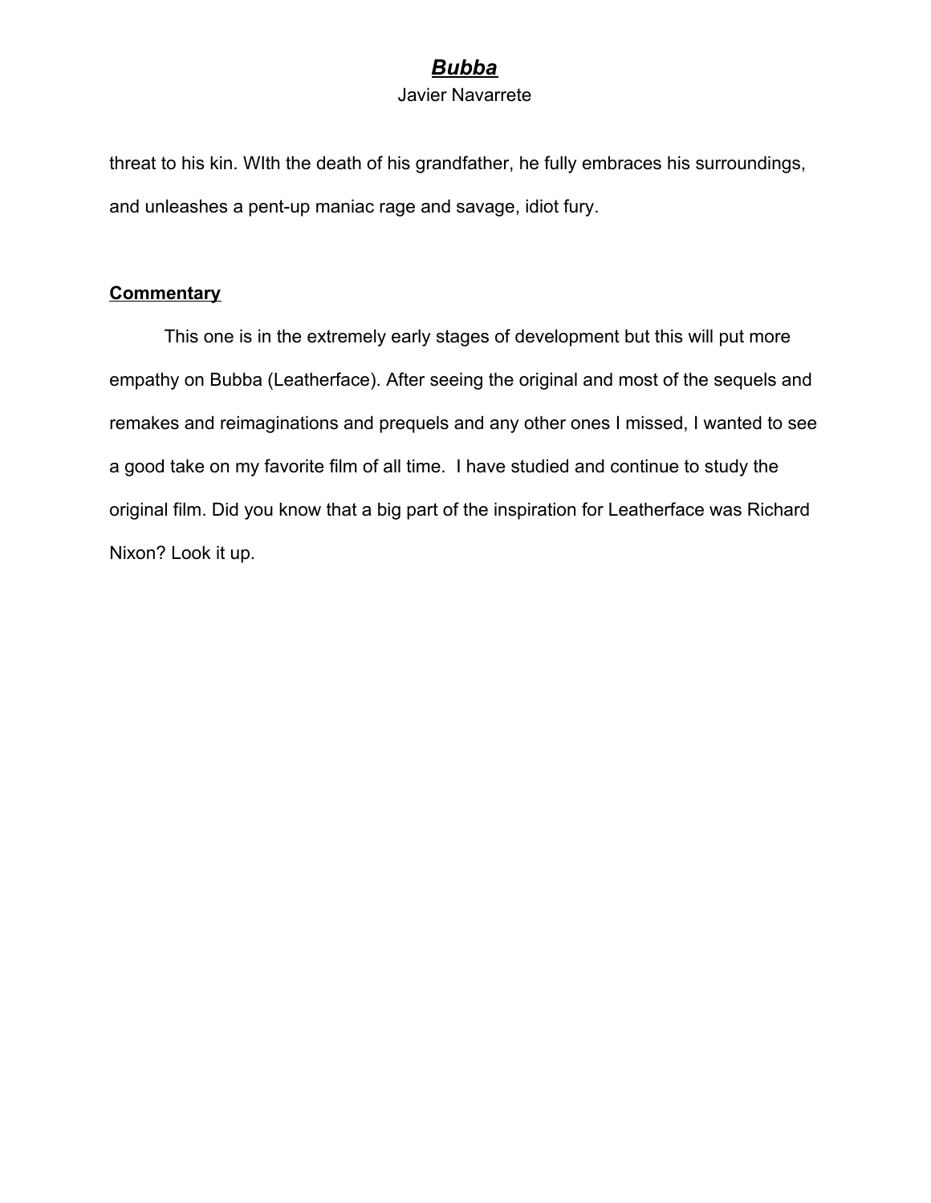threat to his kin. WIth the death of his grandfather, he fully embraces his surroundings, and unleashes a pent-up maniac rage and savage, idiot fury.

**Commentary**

This one is in the extremely early stages of development but this will put more empathy on Bubba (Leatherface). After seeing the original and most of the sequels and remakes and reimaginations and prequels and any other ones I missed, I wanted to see a good take on my favorite film of all time. I have studied and continue to study the original film. Did you know that a big part of the inspiration for Leatherface was Richard Nixon? Look it up.